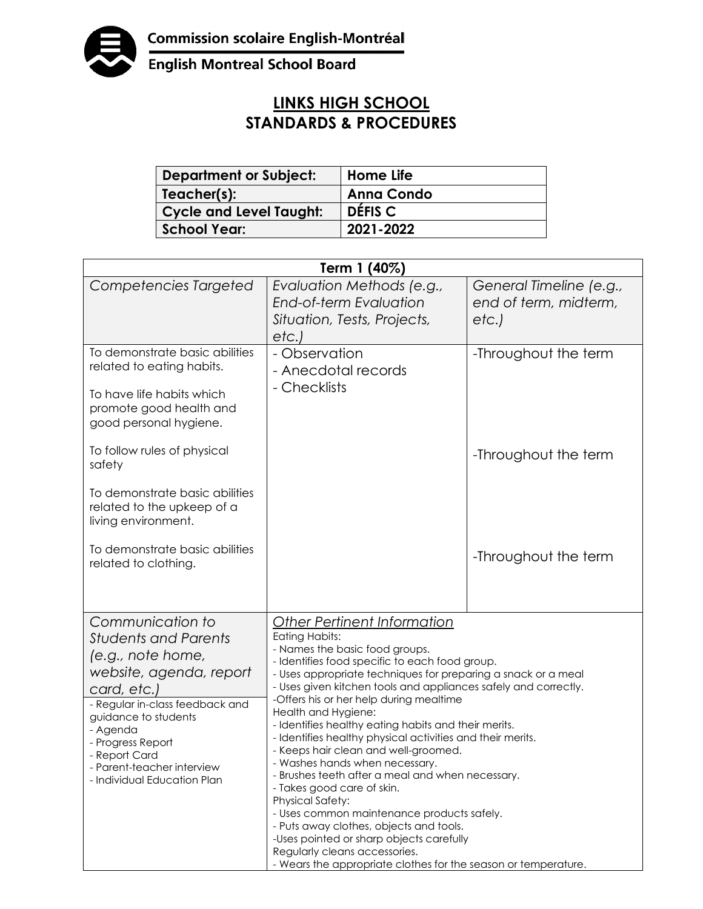Commission scolaire English-Montréal

English Montreal School Board

# LINKS HIGH SCHOOL
## STANDARDS & PROCEDURES

| Department or Subject: | Home Life |
|---|---|
| Teacher(s): | Anna Condo |
| Cycle and Level Taught: | DÉFIS C |
| School Year: | 2021-2022 |

| Term 1 (40%) | | |
|---|---|---|
| *Competencies Targeted* | *Evaluation Methods (e.g., End-of-term Evaluation Situation, Tests, Projects, etc.)* | *General Timeline (e.g., end of term, midterm, etc.)* |
| To demonstrate basic abilities related to eating habits.<br><br>To have life habits which promote good health and good personal hygiene.<br><br>To follow rules of physical safety<br><br>To demonstrate basic abilities related to the upkeep of a living environment.<br><br>To demonstrate basic abilities related to clothing. | - Observation<br>- Anecdotal records<br>- Checklists | -Throughout the term<br><br>-Throughout the term<br><br>-Throughout the term |
| *Communication to Students and Parents (e.g., note home, website, agenda, report card, etc.)*<br>- Regular in-class feedback and guidance to students<br>- Agenda<br>- Progress Report<br>- Report Card<br>- Parent-teacher interview<br>- Individual Education Plan | *Other Pertinent Information*<br>Eating Habits:<br>- Names the basic food groups.<br>- Identifies food specific to each food group.<br>- Uses appropriate techniques for preparing a snack or a meal<br>- Uses given kitchen tools and appliances safely and correctly.<br>-Offers his or her help during mealtime<br>Health and Hygiene:<br>- Identifies healthy eating habits and their merits.<br>- Identifies healthy physical activities and their merits.<br>- Keeps hair clean and well-groomed.<br>- Washes hands when necessary.<br>- Brushes teeth after a meal and when necessary.<br>- Takes good care of skin.<br>Physical Safety:<br>- Uses common maintenance products safely.<br>- Puts away clothes, objects and tools.<br>-Uses pointed or sharp objects carefully<br>Regularly cleans accessories.<br>- Wears the appropriate clothes for the season or temperature. | |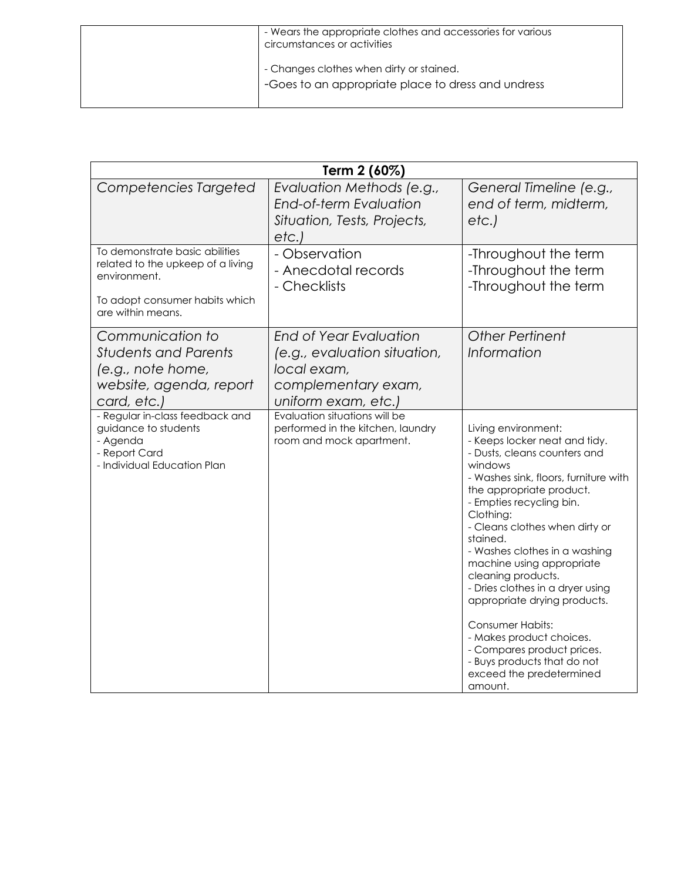| | |
|---|---|
| | - Wears the appropriate clothes and accessories for various circumstances or activities<br><br>- Changes clothes when dirty or stained.<br>-Goes to an appropriate place to dress and undress |

| Term 2 (60%) | | |
|---|---|---|
| *Competencies Targeted* | *Evaluation Methods (e.g., End-of-term Evaluation Situation, Tests, Projects, etc.)* | *General Timeline (e.g., end of term, midterm, etc.)* |
| To demonstrate basic abilities related to the upkeep of a living environment.<br><br>To adopt consumer habits which are within means. | - Observation<br>- Anecdotal records<br>- Checklists | -Throughout the term<br>-Throughout the term<br>-Throughout the term |
| *Communication to Students and Parents (e.g., note home, website, agenda, report card, etc.)* | *End of Year Evaluation (e.g., evaluation situation, local exam, complementary exam, uniform exam, etc.)* | *Other Pertinent Information* |
| - Regular in-class feedback and guidance to students<br>- Agenda<br>- Report Card<br>- Individual Education Plan | Evaluation situations will be performed in the kitchen, laundry room and mock apartment. | Living environment:<br>- Keeps locker neat and tidy.<br>- Dusts, cleans counters and windows<br>- Washes sink, floors, furniture with the appropriate product.<br>- Empties recycling bin.<br>Clothing:<br>- Cleans clothes when dirty or stained.<br>- Washes clothes in a washing machine using appropriate cleaning products.<br>- Dries clothes in a dryer using appropriate drying products.<br><br>Consumer Habits:<br>- Makes product choices.<br>- Compares product prices.<br>- Buys products that do not exceed the predetermined amount. |